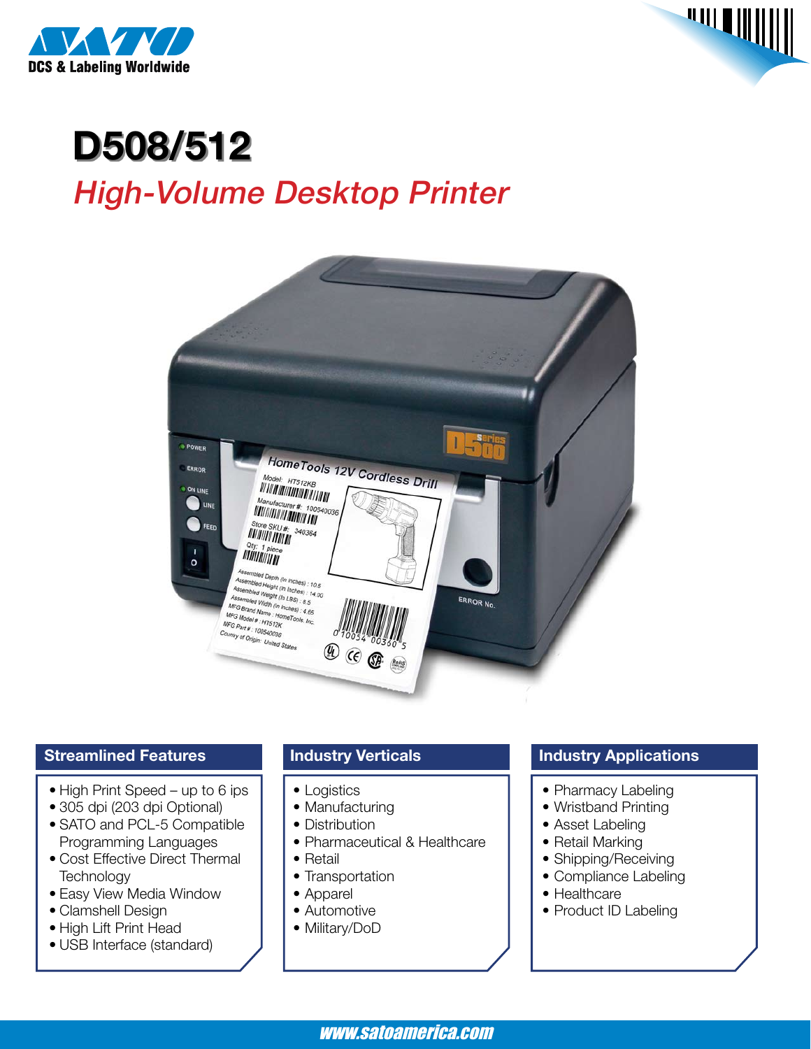SATO

DCS & Labeling Worldwide

# D508/512

## *High-Volume Desktop Printer*

### Streamlined Features

- High Print Speed – up to 6 ips
- 305 dpi (203 dpi Optional)
- SATO and PCL-5 Compatible Programming Languages
- Cost Effective Direct Thermal Technology
- Easy View Media Window
- Clamshell Design
- High Lift Print Head
- USB Interface (standard)

### Industry Verticals

- Logistics
- Manufacturing
- Distribution
- Pharmaceutical & Healthcare
- Retail
- Transportation
- Apparel
- Automotive
- Military/DoD

### Industry Applications

- Pharmacy Labeling
- Wristband Printing
- Asset Labeling
- Retail Marking
- Shipping/Receiving
- Compliance Labeling
- Healthcare
- Product ID Labeling

www.satoamerica.com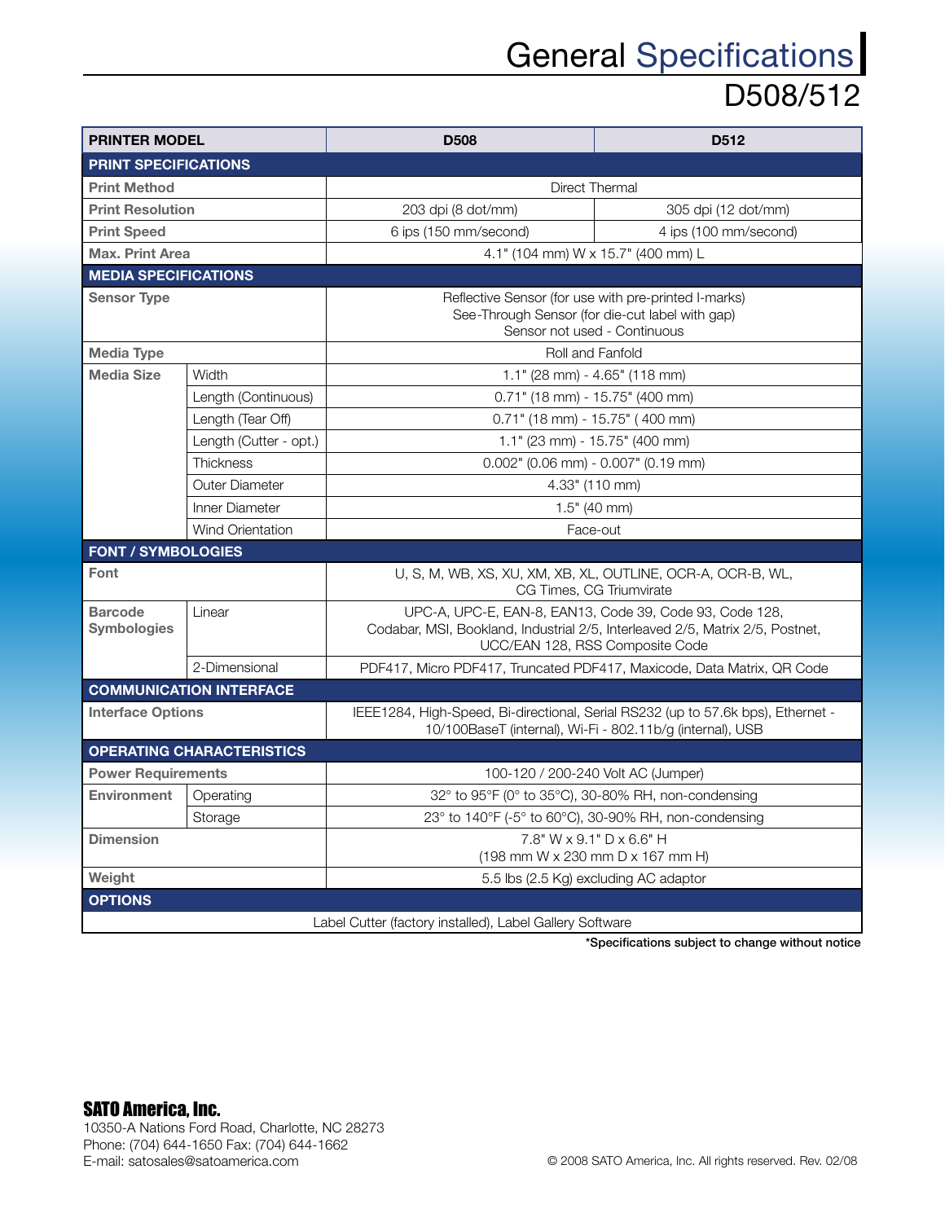# General Specifications

## D508/512

| PRINTER MODEL | | D508 | D512 |
|---|---|---|---|
| **PRINT SPECIFICATIONS** | | | |
| Print Method | | Direct Thermal | |
| Print Resolution | | 203 dpi (8 dot/mm) | 305 dpi (12 dot/mm) |
| Print Speed | | 6 ips (150 mm/second) | 4 ips (100 mm/second) |
| Max. Print Area | | 4.1" (104 mm) W x 15.7" (400 mm) L | |
| **MEDIA SPECIFICATIONS** | | | |
| Sensor Type | | Reflective Sensor (for use with pre-printed I-marks)<br>See-Through Sensor (for die-cut label with gap)<br>Sensor not used - Continuous | |
| Media Type | | Roll and Fanfold | |
| Media Size | Width | 1.1" (28 mm) - 4.65" (118 mm) | |
| | Length (Continuous) | 0.71" (18 mm) - 15.75" (400 mm) | |
| | Length (Tear Off) | 0.71" (18 mm) - 15.75" ( 400 mm) | |
| | Length (Cutter - opt.) | 1.1" (23 mm) - 15.75" (400 mm) | |
| | Thickness | 0.002" (0.06 mm) - 0.007" (0.19 mm) | |
| | Outer Diameter | 4.33" (110 mm) | |
| | Inner Diameter | 1.5" (40 mm) | |
| | Wind Orientation | Face-out | |
| **FONT / SYMBOLOGIES** | | | |
| Font | | U, S, M, WB, XS, XU, XM, XB, XL, OUTLINE, OCR-A, OCR-B, WL,<br>CG Times, CG Triumvirate | |
| Barcode Symbologies | Linear | UPC-A, UPC-E, EAN-8, EAN13, Code 39, Code 93, Code 128,<br>Codabar, MSI, Bookland, Industrial 2/5, Interleaved 2/5, Matrix 2/5, Postnet,<br>UCC/EAN 128, RSS Composite Code | |
| | 2-Dimensional | PDF417, Micro PDF417, Truncated PDF417, Maxicode, Data Matrix, QR Code | |
| **COMMUNICATION INTERFACE** | | | |
| Interface Options | | IEEE1284, High-Speed, Bi-directional, Serial RS232 (up to 57.6k bps), Ethernet -<br>10/100BaseT (internal), Wi-Fi - 802.11b/g (internal), USB | |
| **OPERATING CHARACTERISTICS** | | | |
| Power Requirements | | 100-120 / 200-240 Volt AC (Jumper) | |
| Environment | Operating | 32° to 95°F (0° to 35°C), 30-80% RH, non-condensing | |
| | Storage | 23° to 140°F (-5° to 60°C), 30-90% RH, non-condensing | |
| Dimension | | 7.8" W x 9.1" D x 6.6" H<br>(198 mm W x 230 mm D x 167 mm H) | |
| Weight | | 5.5 lbs (2.5 Kg) excluding AC adaptor | |
| **OPTIONS** | | | |
| Label Cutter (factory installed), Label Gallery Software | | | |

***Specifications subject to change without notice**

**SATO America, Inc.**
10350-A Nations Ford Road, Charlotte, NC 28273
Phone: (704) 644-1650 Fax: (704) 644-1662
E-mail: satosales@satoamerica.com

© 2008 SATO America, Inc. All rights reserved. Rev. 02/08